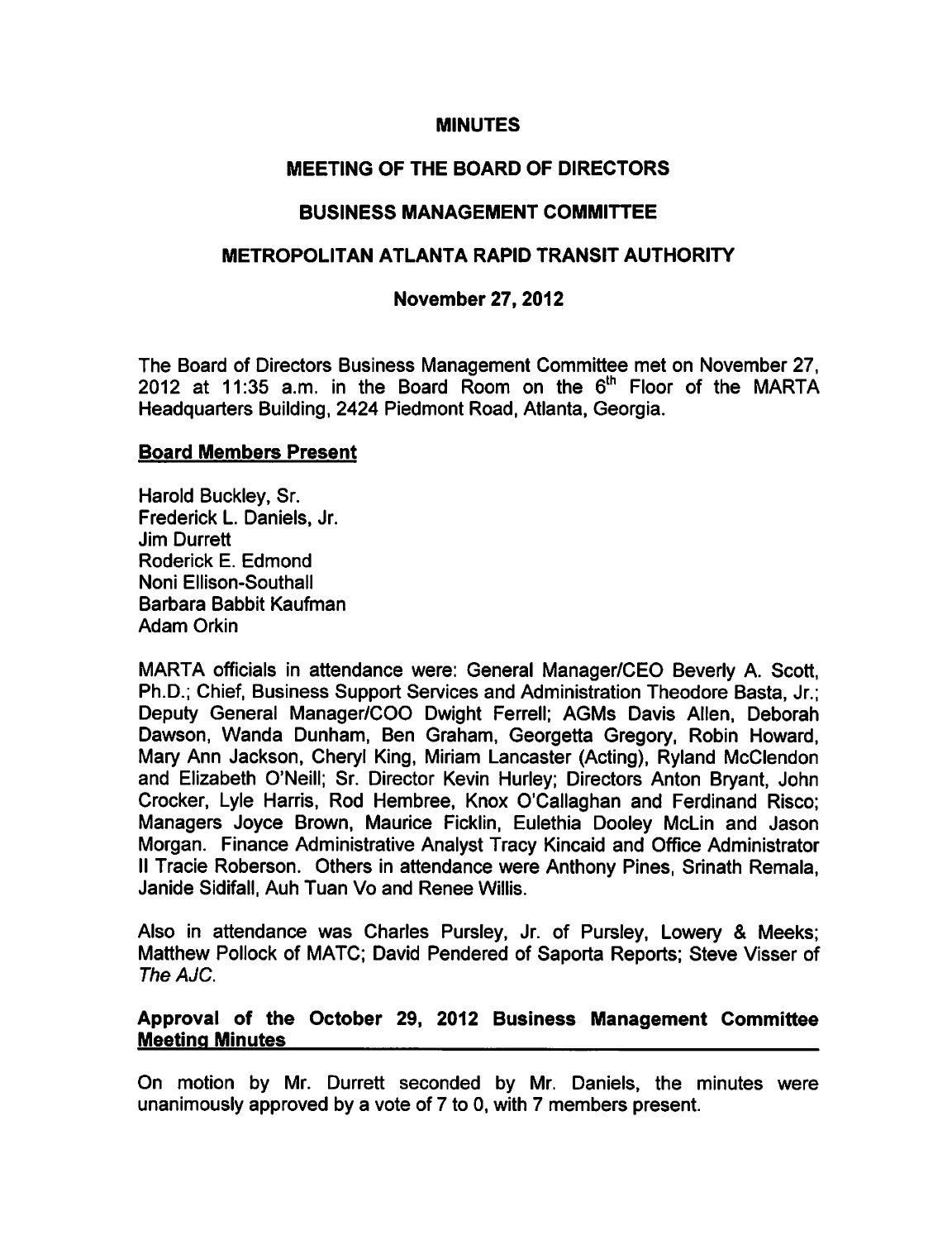# MINUTES

## MEETING OF THE BOARD OF DIRECTORS

## BUSINESS MANAGEMENT COMMITTEE

## METROPOLITAN ATLANTA RAPID TRANSIT AUTHORITY

### November 27, 2012

The Board of Directors Business Management Committee met on November 27, 2012 at 11:35 a.m. in the Board Room on the 6th Floor of the MARTA Headquarters Building, 2424 Piedmont Road, Atlanta, Georgia.

**Board Members Present**

Harold Buckley, Sr.
Frederick L. Daniels, Jr.
Jim Durrett
Roderick E. Edmond
Noni Ellison-Southall
Barbara Babbit Kaufman
Adam Orkin

MARTA officials in attendance were: General Manager/CEO Beverly A. Scott, Ph.D.; Chief, Business Support Services and Administration Theodore Basta, Jr.; Deputy General Manager/COO Dwight Ferrell; AGMs Davis Allen, Deborah Dawson, Wanda Dunham, Ben Graham, Georgetta Gregory, Robin Howard, Mary Ann Jackson, Cheryl King, Miriam Lancaster (Acting), Ryland McClendon and Elizabeth O'Neill; Sr. Director Kevin Hurley; Directors Anton Bryant, John Crocker, Lyle Harris, Rod Hembree, Knox O'Callaghan and Ferdinand Risco; Managers Joyce Brown, Maurice Ficklin, Eulethia Dooley McLin and Jason Morgan. Finance Administrative Analyst Tracy Kincaid and Office Administrator II Tracie Roberson. Others in attendance were Anthony Pines, Srinath Remala, Janide Sidifall, Auh Tuan Vo and Renee Willis.

Also in attendance was Charles Pursley, Jr. of Pursley, Lowery & Meeks; Matthew Pollock of MATC; David Pendered of Saporta Reports; Steve Visser of *The AJC*.

**Approval of the October 29, 2012 Business Management Committee Meeting Minutes**

On motion by Mr. Durrett seconded by Mr. Daniels, the minutes were unanimously approved by a vote of 7 to 0, with 7 members present.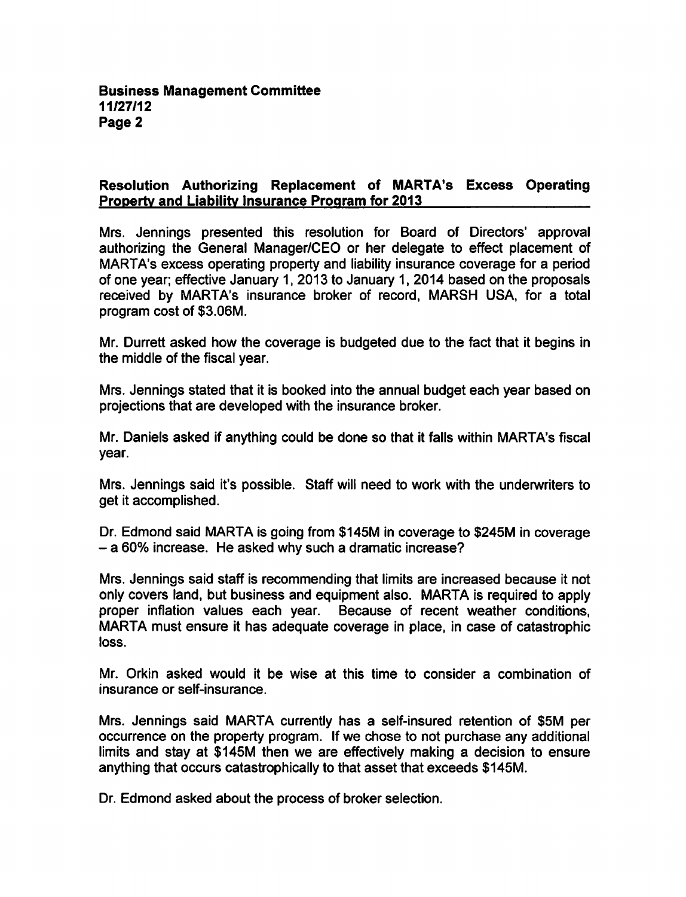## Resolution Authorizing Replacement of MARTA's Excess Operating Property and Liability Insurance Program for 2013

Mrs. Jennings presented this resolution for Board of Directors' approval authorizing the General Manager/CEO or her delegate to effect placement of MARTA's excess operating property and liability insurance coverage for a period of one year; effective January 1, 2013 to January 1, 2014 based on the proposals received by MARTA's insurance broker of record, MARSH USA, for a total program cost of $3.06M.

Mr. Durrett asked how the coverage is budgeted due to the fact that it begins in the middle of the fiscal year.

Mrs. Jennings stated that it is booked into the annual budget each year based on projections that are developed with the insurance broker.

Mr. Daniels asked if anything could be done so that it falls within MARTA's fiscal year.

Mrs. Jennings said it's possible. Staff will need to work with the underwriters to get it accomplished.

Dr. Edmond said MARTA is going from $145M in coverage to $245M in coverage – a 60% increase. He asked why such a dramatic increase?

Mrs. Jennings said staff is recommending that limits are increased because it not only covers land, but business and equipment also. MARTA is required to apply proper inflation values each year. Because of recent weather conditions, MARTA must ensure it has adequate coverage in place, in case of catastrophic loss.

Mr. Orkin asked would it be wise at this time to consider a combination of insurance or self-insurance.

Mrs. Jennings said MARTA currently has a self-insured retention of $5M per occurrence on the property program. If we chose to not purchase any additional limits and stay at $145M then we are effectively making a decision to ensure anything that occurs catastrophically to that asset that exceeds $145M.

Dr. Edmond asked about the process of broker selection.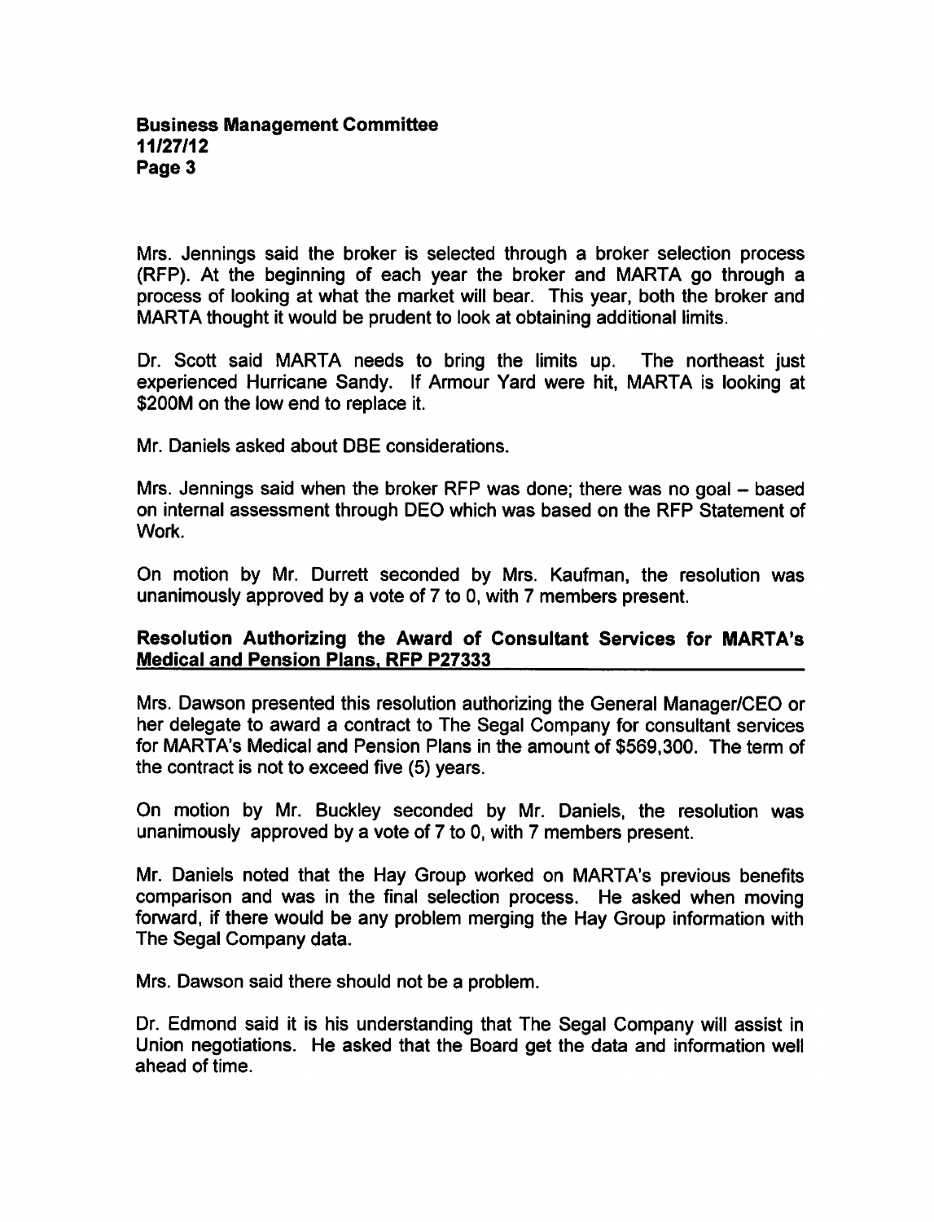Mrs. Jennings said the broker is selected through a broker selection process (RFP). At the beginning of each year the broker and MARTA go through a process of looking at what the market will bear. This year, both the broker and MARTA thought it would be prudent to look at obtaining additional limits.

Dr. Scott said MARTA needs to bring the limits up. The northeast just experienced Hurricane Sandy. If Armour Yard were hit, MARTA is looking at $200M on the low end to replace it.

Mr. Daniels asked about DBE considerations.

Mrs. Jennings said when the broker RFP was done; there was no goal – based on internal assessment through DEO which was based on the RFP Statement of Work.

On motion by Mr. Durrett seconded by Mrs. Kaufman, the resolution was unanimously approved by a vote of 7 to 0, with 7 members present.

**Resolution Authorizing the Award of Consultant Services for MARTA's Medical and Pension Plans, RFP P27333**

Mrs. Dawson presented this resolution authorizing the General Manager/CEO or her delegate to award a contract to The Segal Company for consultant services for MARTA's Medical and Pension Plans in the amount of $569,300. The term of the contract is not to exceed five (5) years.

On motion by Mr. Buckley seconded by Mr. Daniels, the resolution was unanimously approved by a vote of 7 to 0, with 7 members present.

Mr. Daniels noted that the Hay Group worked on MARTA's previous benefits comparison and was in the final selection process. He asked when moving forward, if there would be any problem merging the Hay Group information with The Segal Company data.

Mrs. Dawson said there should not be a problem.

Dr. Edmond said it is his understanding that The Segal Company will assist in Union negotiations. He asked that the Board get the data and information well ahead of time.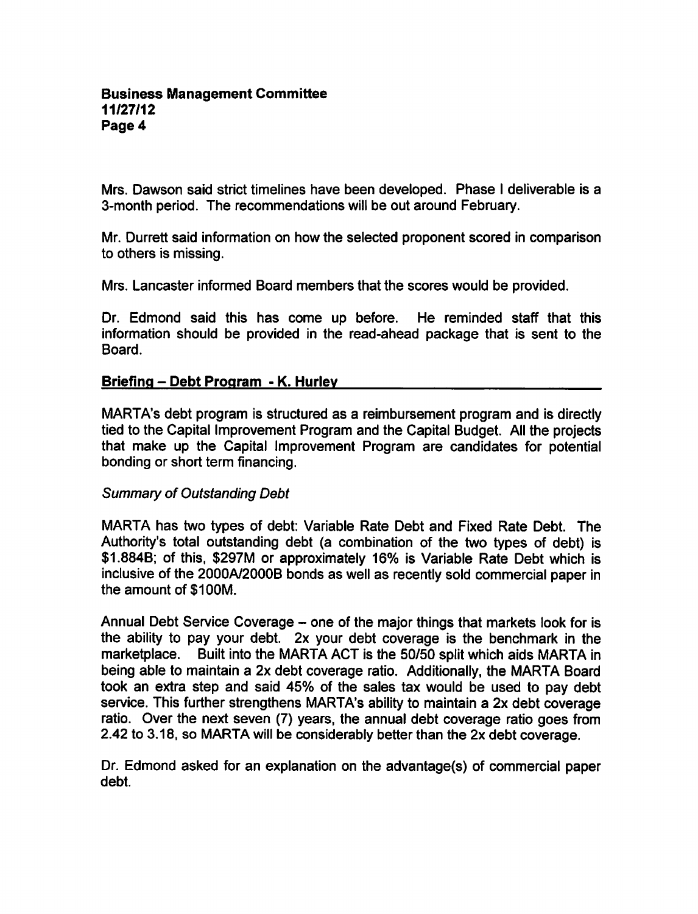Mrs. Dawson said strict timelines have been developed. Phase I deliverable is a 3-month period. The recommendations will be out around February.

Mr. Durrett said information on how the selected proponent scored in comparison to others is missing.

Mrs. Lancaster informed Board members that the scores would be provided.

Dr. Edmond said this has come up before. He reminded staff that this information should be provided in the read-ahead package that is sent to the Board.

## Briefing – Debt Program - K. Hurley

MARTA's debt program is structured as a reimbursement program and is directly tied to the Capital Improvement Program and the Capital Budget. All the projects that make up the Capital Improvement Program are candidates for potential bonding or short term financing.

*Summary of Outstanding Debt*

MARTA has two types of debt: Variable Rate Debt and Fixed Rate Debt. The Authority's total outstanding debt (a combination of the two types of debt) is \$1.884B; of this, \$297M or approximately 16% is Variable Rate Debt which is inclusive of the 2000A/2000B bonds as well as recently sold commercial paper in the amount of \$100M.

Annual Debt Service Coverage – one of the major things that markets look for is the ability to pay your debt. 2x your debt coverage is the benchmark in the marketplace. Built into the MARTA ACT is the 50/50 split which aids MARTA in being able to maintain a 2x debt coverage ratio. Additionally, the MARTA Board took an extra step and said 45% of the sales tax would be used to pay debt service. This further strengthens MARTA's ability to maintain a 2x debt coverage ratio. Over the next seven (7) years, the annual debt coverage ratio goes from 2.42 to 3.18, so MARTA will be considerably better than the 2x debt coverage.

Dr. Edmond asked for an explanation on the advantage(s) of commercial paper debt.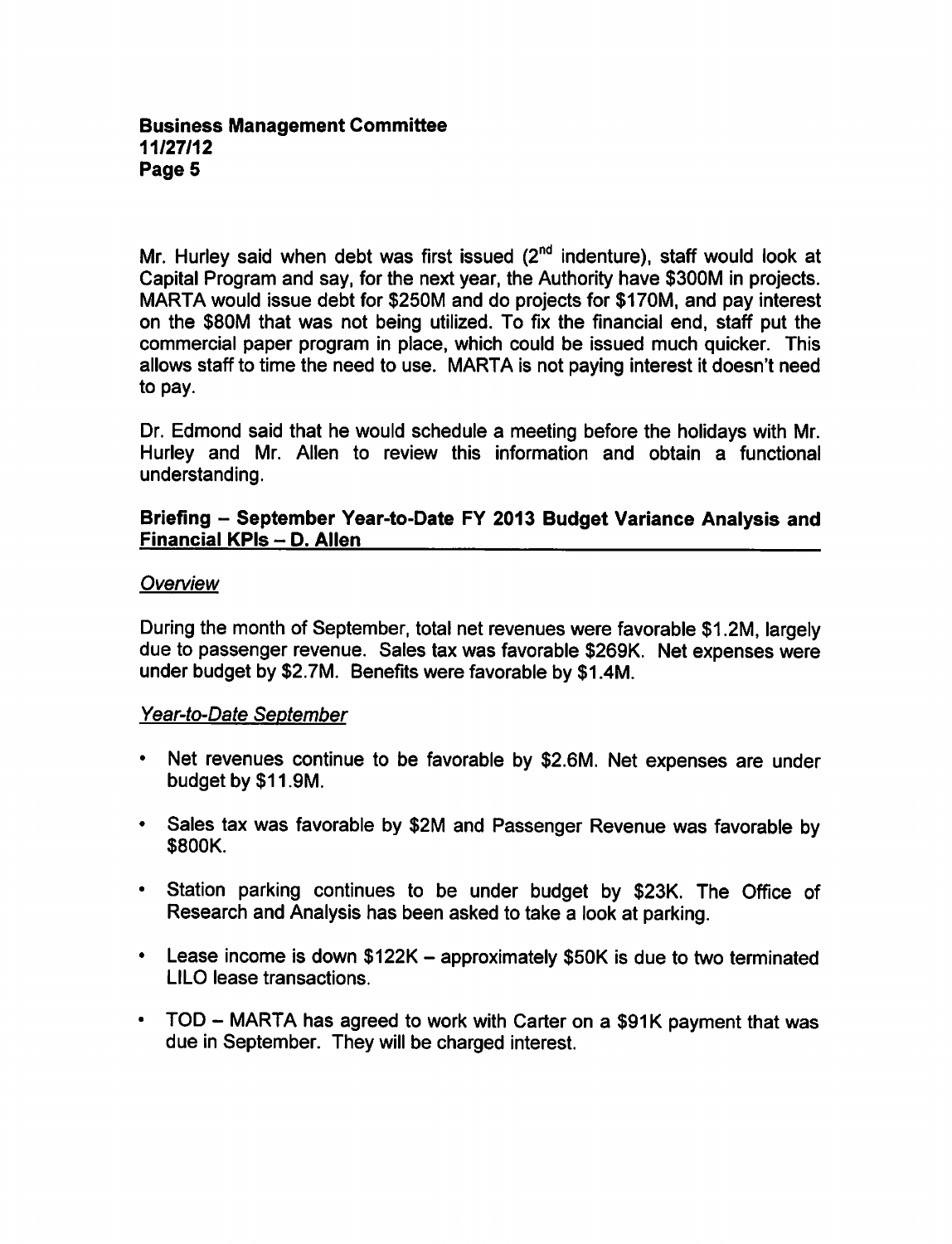Mr. Hurley said when debt was first issued (2nd indenture), staff would look at Capital Program and say, for the next year, the Authority have $300M in projects. MARTA would issue debt for $250M and do projects for $170M, and pay interest on the $80M that was not being utilized. To fix the financial end, staff put the commercial paper program in place, which could be issued much quicker. This allows staff to time the need to use. MARTA is not paying interest it doesn't need to pay.

Dr. Edmond said that he would schedule a meeting before the holidays with Mr. Hurley and Mr. Allen to review this information and obtain a functional understanding.

**Briefing – September Year-to-Date FY 2013 Budget Variance Analysis and Financial KPIs – D. Allen**

*Overview*

During the month of September, total net revenues were favorable $1.2M, largely due to passenger revenue. Sales tax was favorable $269K. Net expenses were under budget by $2.7M. Benefits were favorable by $1.4M.

*Year-to-Date September*

- Net revenues continue to be favorable by $2.6M. Net expenses are under budget by $11.9M.
- Sales tax was favorable by $2M and Passenger Revenue was favorable by $800K.
- Station parking continues to be under budget by $23K. The Office of Research and Analysis has been asked to take a look at parking.
- Lease income is down $122K – approximately $50K is due to two terminated LILO lease transactions.
- TOD – MARTA has agreed to work with Carter on a $91K payment that was due in September. They will be charged interest.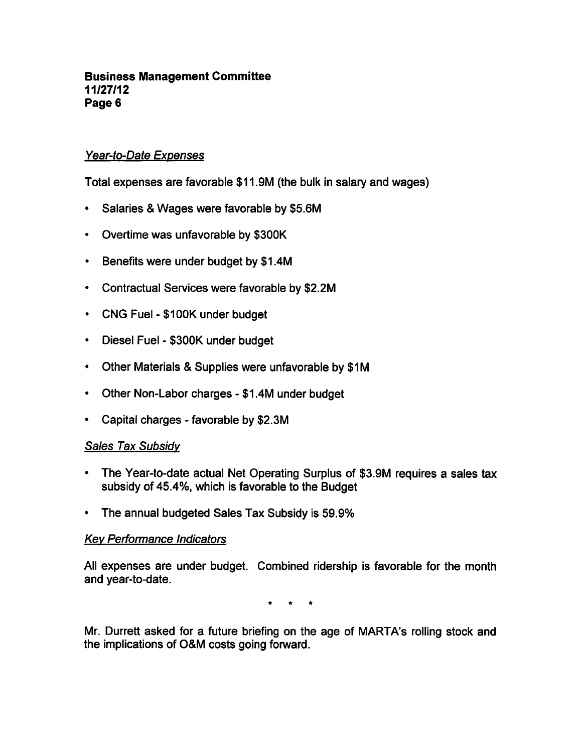*Year-to-Date Expenses*

Total expenses are favorable $11.9M (the bulk in salary and wages)

- Salaries & Wages were favorable by $5.6M
- Overtime was unfavorable by $300K
- Benefits were under budget by $1.4M
- Contractual Services were favorable by $2.2M
- CNG Fuel - $100K under budget
- Diesel Fuel - $300K under budget
- Other Materials & Supplies were unfavorable by $1M
- Other Non-Labor charges - $1.4M under budget
- Capital charges - favorable by $2.3M

*Sales Tax Subsidy*

- The Year-to-date actual Net Operating Surplus of $3.9M requires a sales tax subsidy of 45.4%, which is favorable to the Budget
- The annual budgeted Sales Tax Subsidy is 59.9%

*Key Performance Indicators*

All expenses are under budget. Combined ridership is favorable for the month and year-to-date.

\* \* \*

Mr. Durrett asked for a future briefing on the age of MARTA's rolling stock and the implications of O&M costs going forward.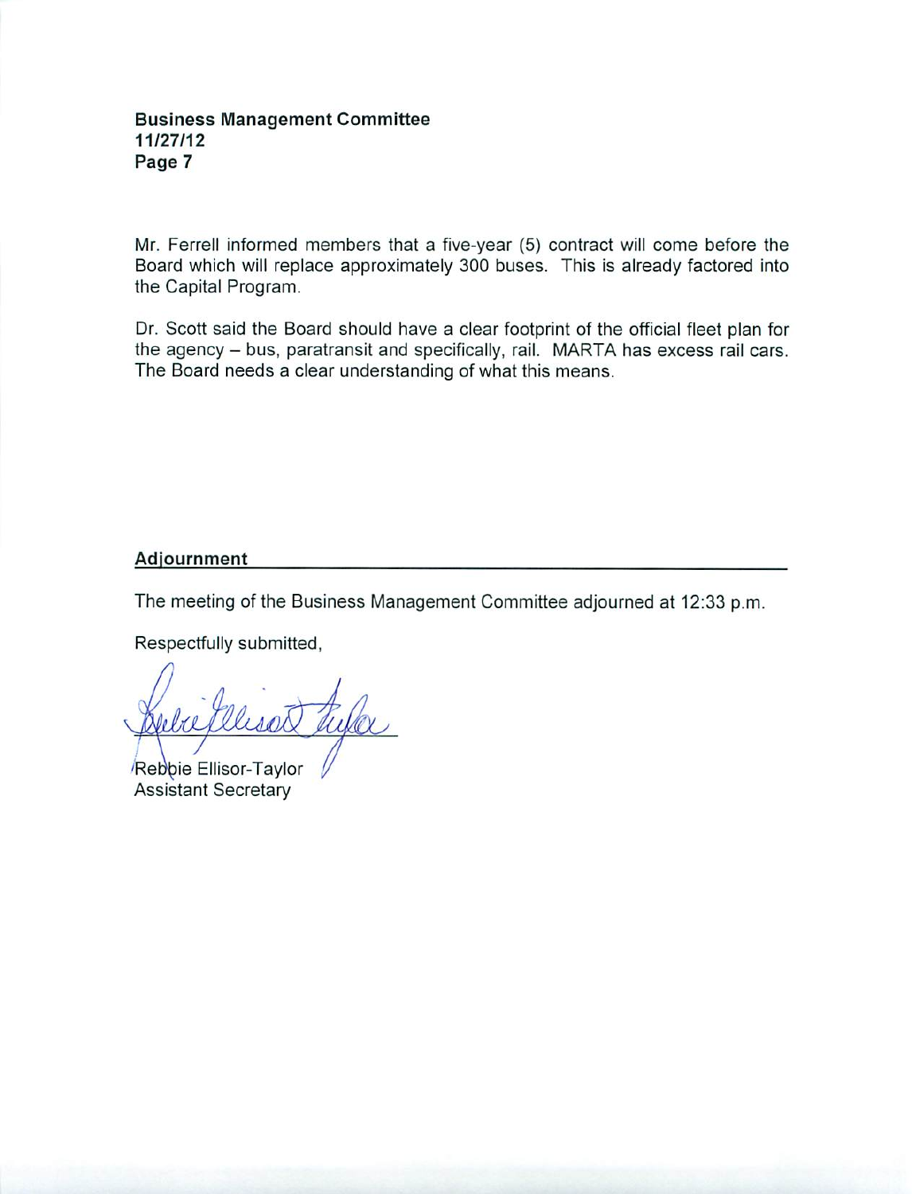Mr. Ferrell informed members that a five-year (5) contract will come before the Board which will replace approximately 300 buses. This is already factored into the Capital Program.

Dr. Scott said the Board should have a clear footprint of the official fleet plan for the agency – bus, paratransit and specifically, rail. MARTA has excess rail cars. The Board needs a clear understanding of what this means.

## Adjournment

The meeting of the Business Management Committee adjourned at 12:33 p.m.

Respectfully submitted,

Rebbie Ellisor-Taylor
Assistant Secretary